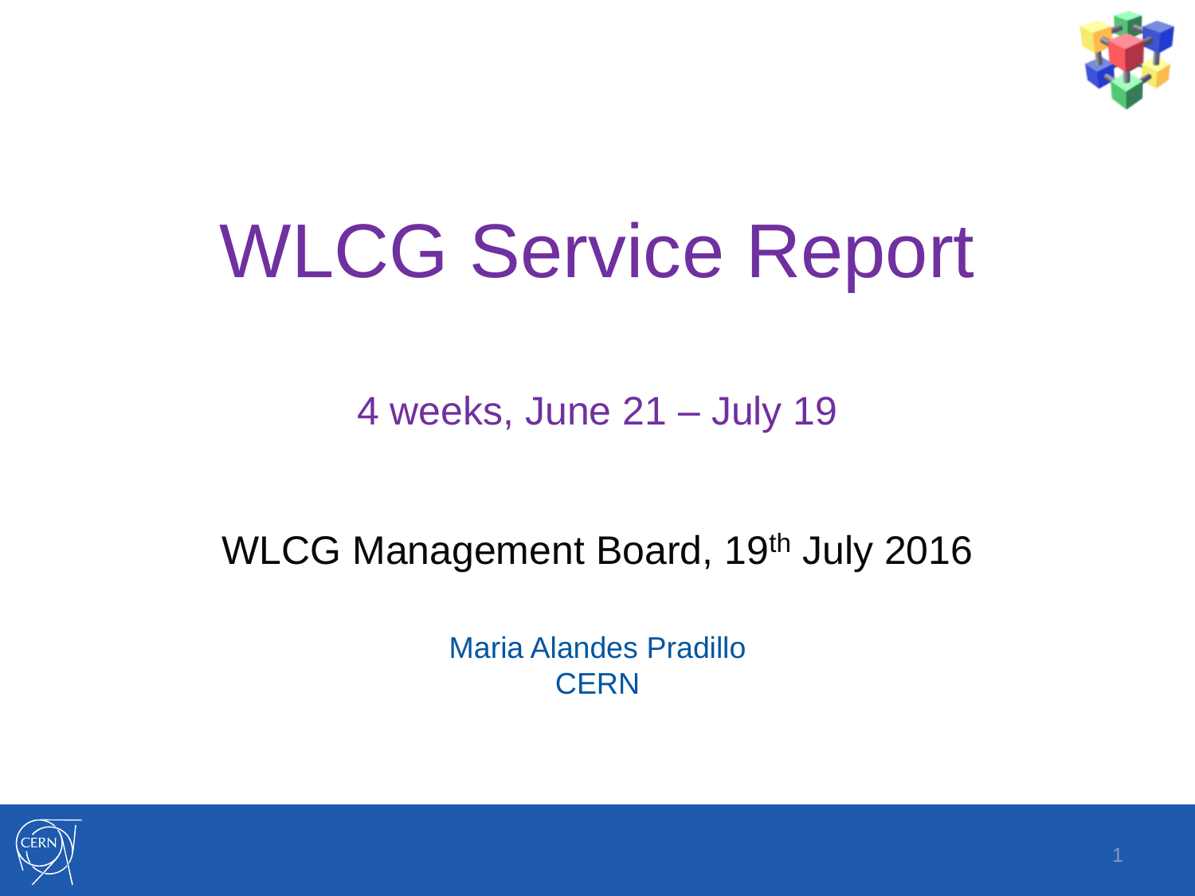# WLCG Service Report

4 weeks, June 21 – July 19

WLCG Management Board, 19th July 2016

Maria Alandes Pradillo
CERN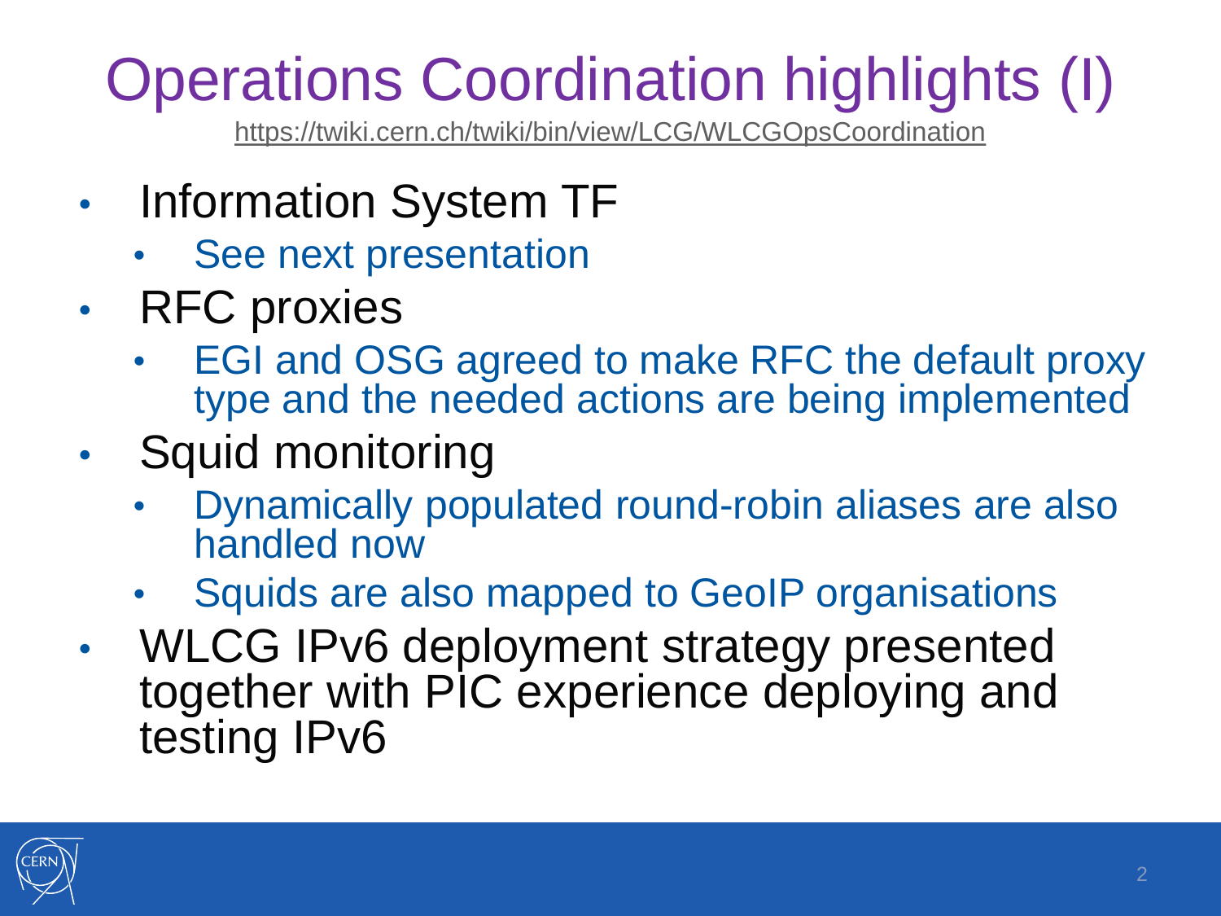# Operations Coordination highlights (I)

https://twiki.cern.ch/twiki/bin/view/LCG/WLCGOpsCoordination

- Information System TF
  - See next presentation
- RFC proxies
  - EGI and OSG agreed to make RFC the default proxy type and the needed actions are being implemented
- Squid monitoring
  - Dynamically populated round-robin aliases are also handled now
  - Squids are also mapped to GeoIP organisations
- WLCG IPv6 deployment strategy presented together with PIC experience deploying and testing IPv6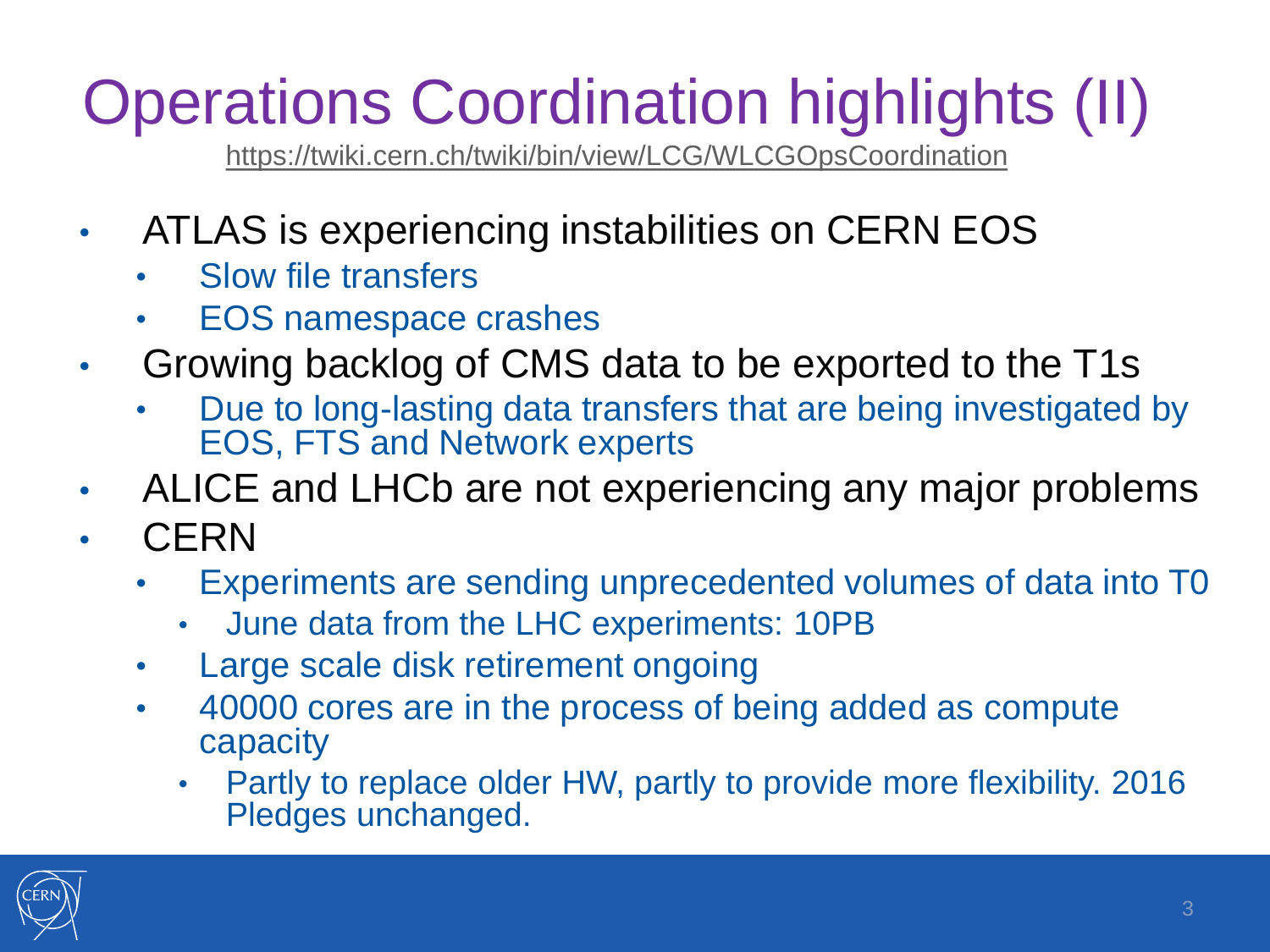# Operations Coordination highlights (II)

https://twiki.cern.ch/twiki/bin/view/LCG/WLCGOpsCoordination

- ATLAS is experiencing instabilities on CERN EOS
  - Slow file transfers
  - EOS namespace crashes
- Growing backlog of CMS data to be exported to the T1s
  - Due to long-lasting data transfers that are being investigated by EOS, FTS and Network experts
- ALICE and LHCb are not experiencing any major problems
- CERN
  - Experiments are sending unprecedented volumes of data into T0
    - June data from the LHC experiments: 10PB
  - Large scale disk retirement ongoing
  - 40000 cores are in the process of being added as compute capacity
    - Partly to replace older HW, partly to provide more flexibility. 2016 Pledges unchanged.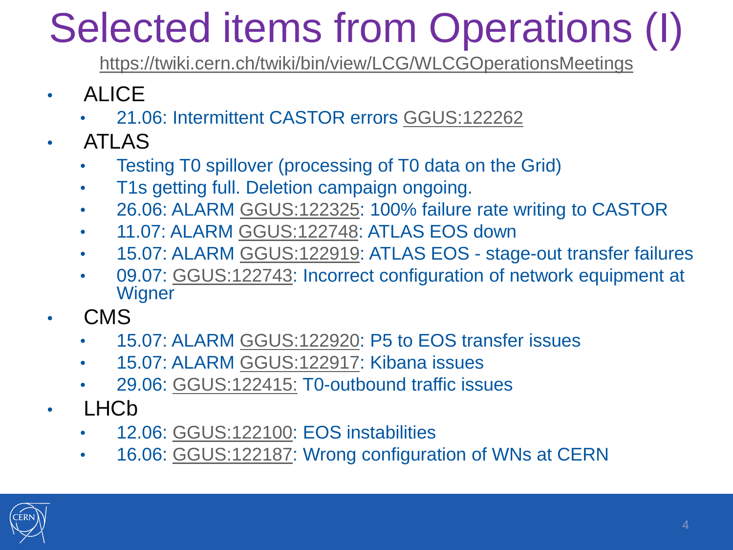# Selected items from Operations (I)

https://twiki.cern.ch/twiki/bin/view/LCG/WLCGOperationsMeetings

- ALICE
  - 21.06: Intermittent CASTOR errors GGUS:122262
- ATLAS
  - Testing T0 spillover (processing of T0 data on the Grid)
  - T1s getting full. Deletion campaign ongoing.
  - 26.06: ALARM GGUS:122325: 100% failure rate writing to CASTOR
  - 11.07: ALARM GGUS:122748: ATLAS EOS down
  - 15.07: ALARM GGUS:122919: ATLAS EOS - stage-out transfer failures
  - 09.07: GGUS:122743: Incorrect configuration of network equipment at Wigner
- CMS
  - 15.07: ALARM GGUS:122920: P5 to EOS transfer issues
  - 15.07: ALARM GGUS:122917: Kibana issues
  - 29.06: GGUS:122415: T0-outbound traffic issues
- LHCb
  - 12.06: GGUS:122100: EOS instabilities
  - 16.06: GGUS:122187: Wrong configuration of WNs at CERN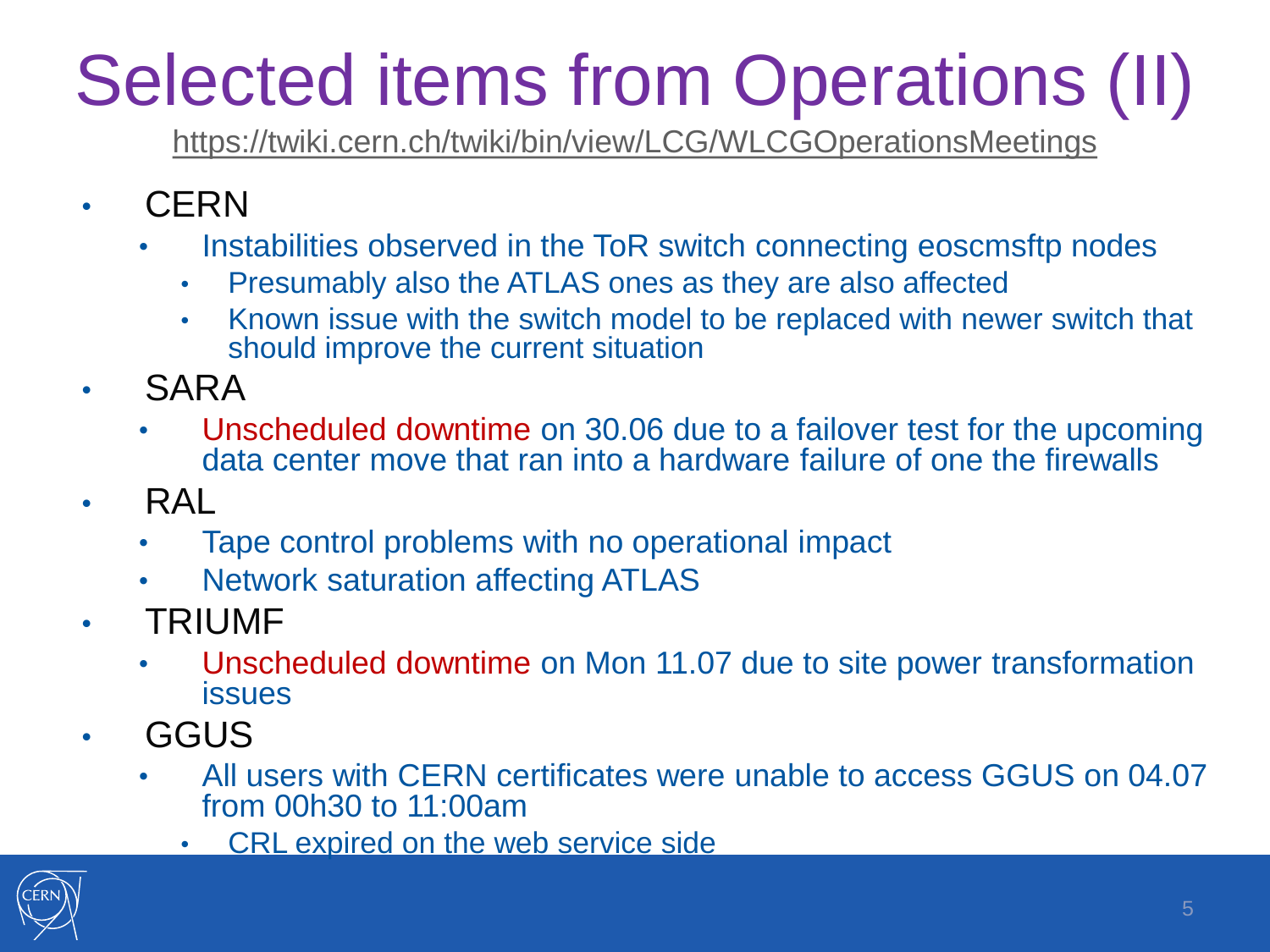# Selected items from Operations (II)

https://twiki.cern.ch/twiki/bin/view/LCG/WLCGOperationsMeetings

- CERN
  - Instabilities observed in the ToR switch connecting eoscmsftp nodes
    - Presumably also the ATLAS ones as they are also affected
    - Known issue with the switch model to be replaced with newer switch that should improve the current situation
- SARA
  - Unscheduled downtime on 30.06 due to a failover test for the upcoming data center move that ran into a hardware failure of one the firewalls
- RAL
  - Tape control problems with no operational impact
  - Network saturation affecting ATLAS
- TRIUMF
  - Unscheduled downtime on Mon 11.07 due to site power transformation issues
- GGUS
  - All users with CERN certificates were unable to access GGUS on 04.07 from 00h30 to 11:00am
    - CRL expired on the web service side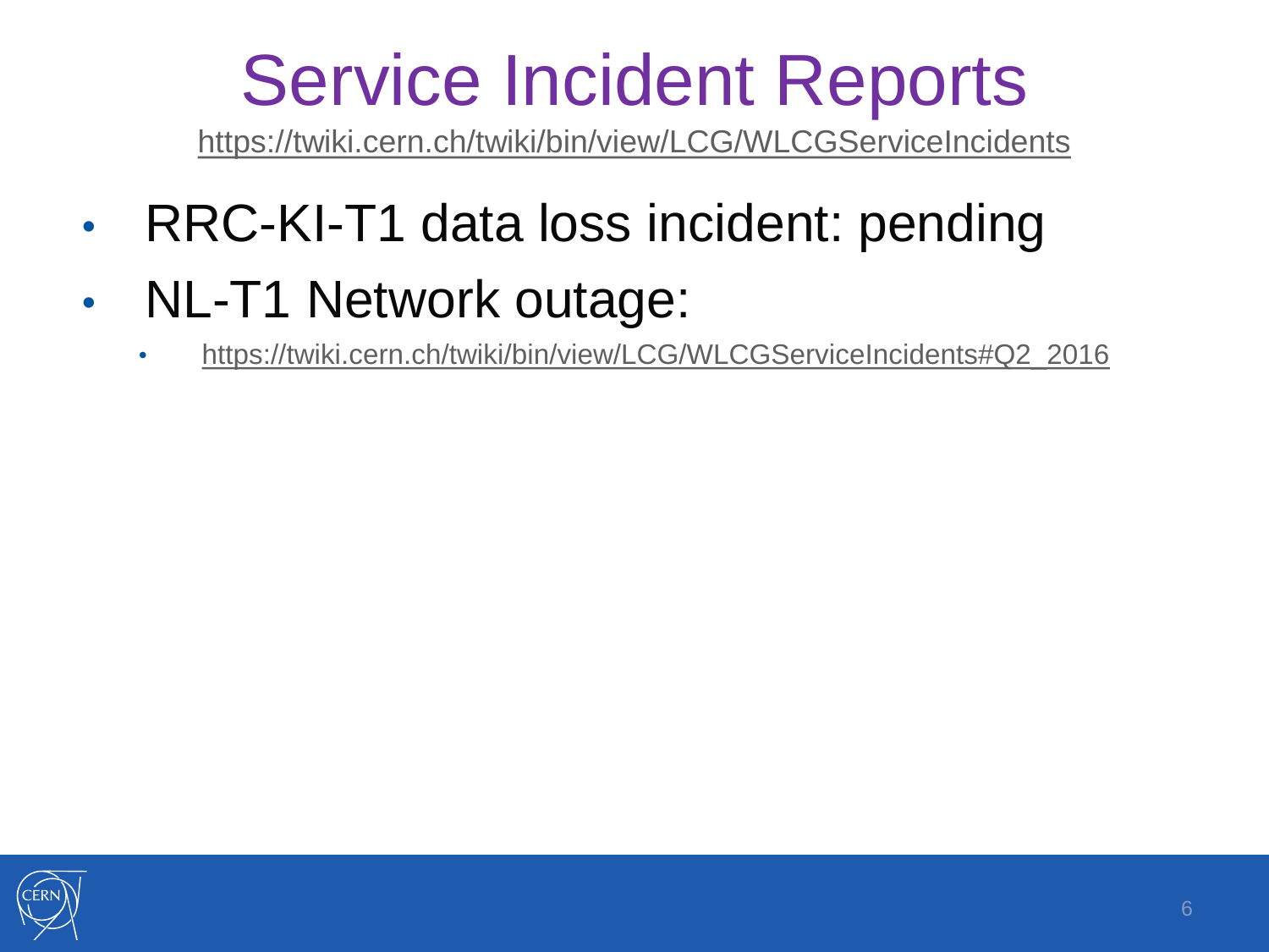# Service Incident Reports

https://twiki.cern.ch/twiki/bin/view/LCG/WLCGServiceIncidents

- RRC-KI-T1 data loss incident: pending
- NL-T1 Network outage:
  - https://twiki.cern.ch/twiki/bin/view/LCG/WLCGServiceIncidents#Q2_2016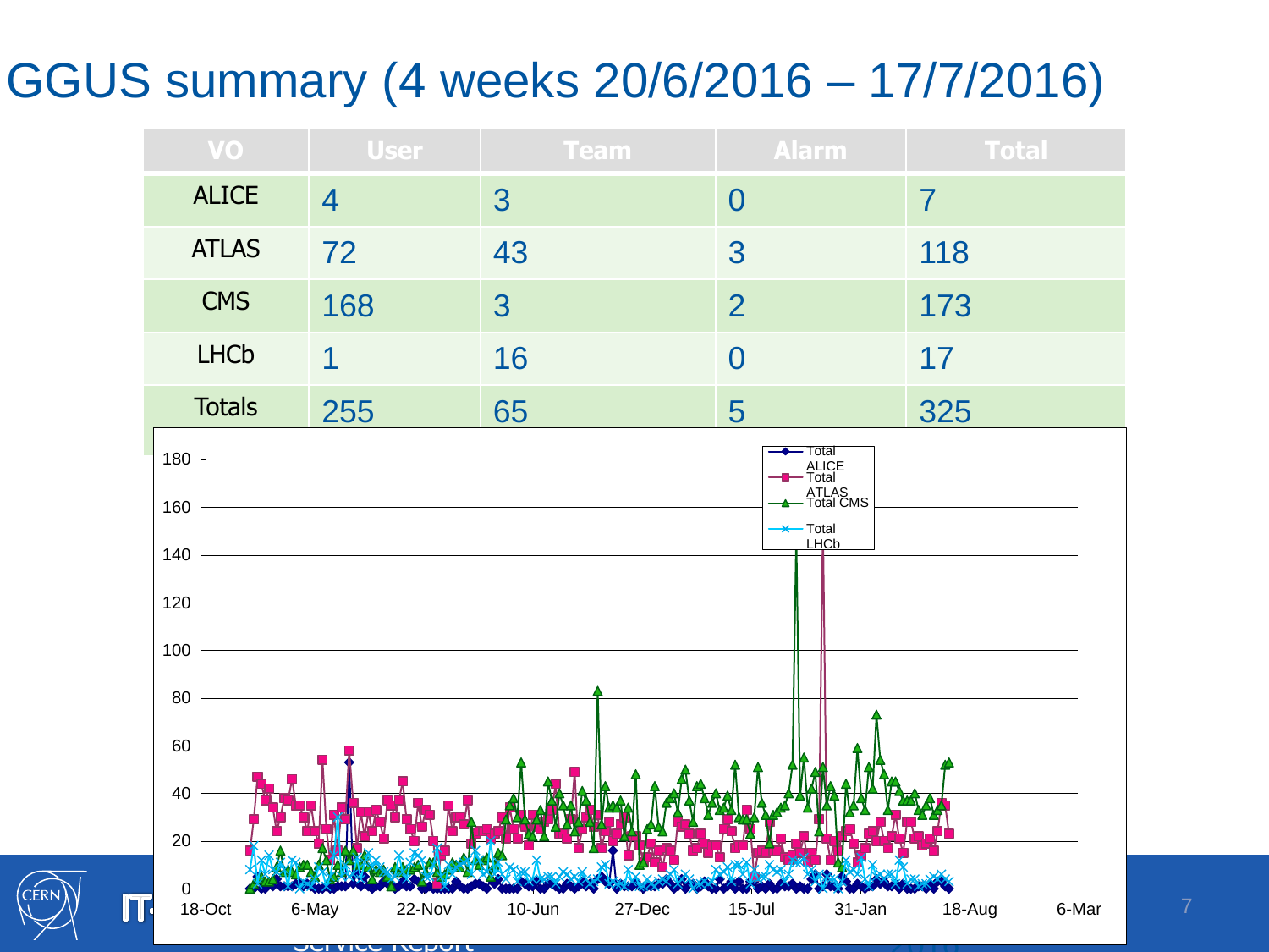# GGUS summary (4 weeks 20/6/2016 – 17/7/2016)

| VO | User | Team | Alarm | Total |
|---|---|---|---|---|
| ALICE | 4 | 3 | 0 | 7 |
| ATLAS | 72 | 43 | 3 | 118 |
| CMS | 168 | 3 | 2 | 173 |
| LHCb | 1 | 16 | 0 | 17 |
| Totals | 255 | 65 | 5 | 325 |

Total ALICE
Total ATLAS
Total CMS
Total LHCb

180
160
140
120
100
80
60
40
20
0

18-Oct 6-May 22-Nov 10-Jun 27-Dec 15-Jul 31-Jan 18-Aug 6-Mar